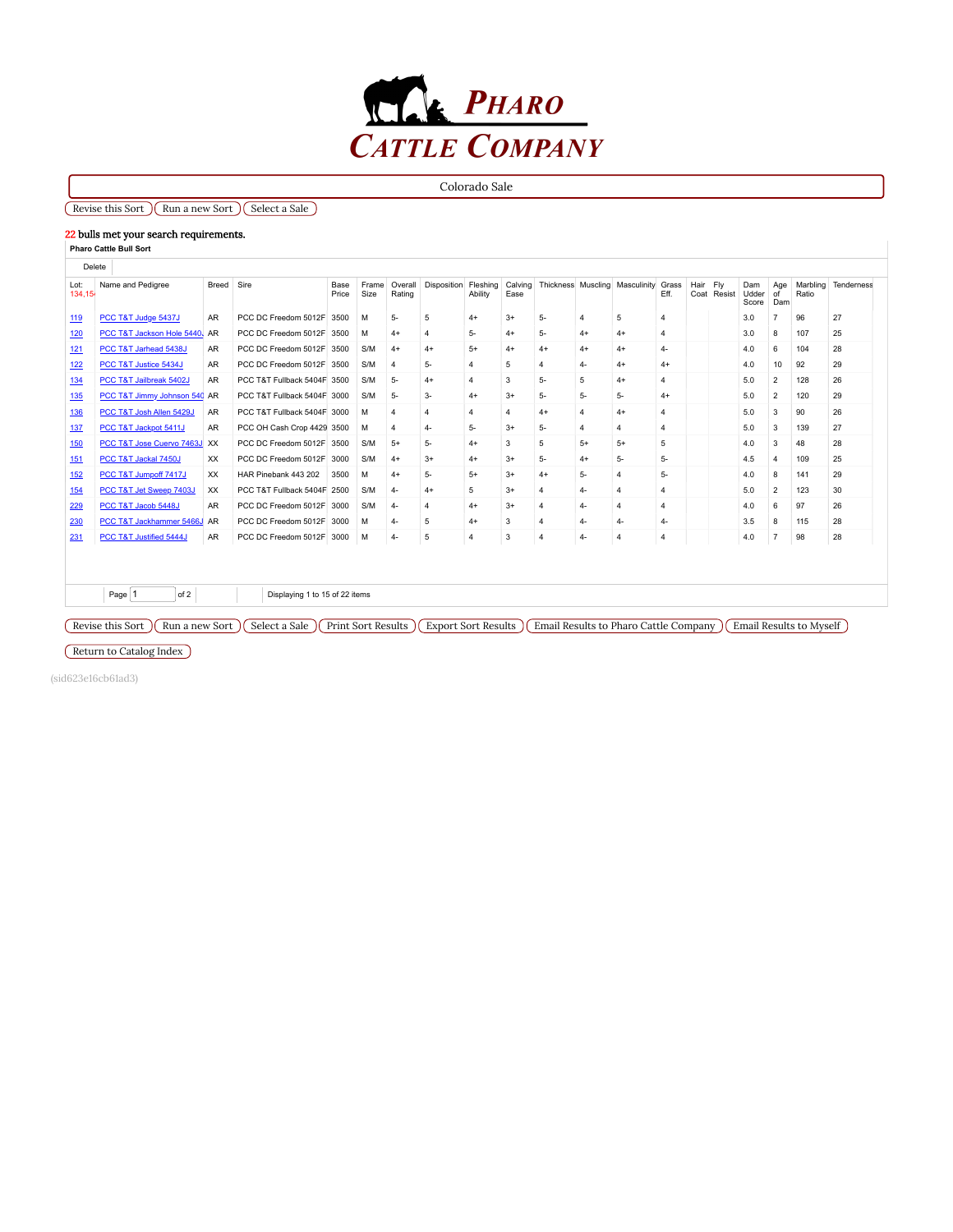# PHARO CATTLE COMPANY

Colorado Sale

Revise this Sort | Run a new Sort | Select a Sale

22 bulls met your search requirements.

**Pharo Cattle Bull Sort**

Delete

| Lot: 134,154 | Name and Pedigree | Breed | Sire | Base Price | Frame Size | Overall Rating | Disposition | Fleshing Ability | Calving Ease | Thickness | Muscling | Masculinity | Grass Eff. | Hair Coat | Fly Resist | Dam Udder Score | Age of Dam | Marbling Ratio | Tenderness |
|---|---|---|---|---|---|---|---|---|---|---|---|---|---|---|---|---|---|---|---|
| 119 | PCC T&T Judge 5437J | AR | PCC DC Freedom 5012F | 3500 | M | 5- | 5 | 4+ | 3+ | 5- | 4 | 5 | 4 | | | 3.0 | 7 | 96 | 27 |
| 120 | PCC T&T Jackson Hole 5440J | AR | PCC DC Freedom 5012F | 3500 | M | 4+ | 4 | 5- | 4+ | 5- | 4+ | 4+ | 4 | | | 3.0 | 8 | 107 | 25 |
| 121 | PCC T&T Jarhead 5438J | AR | PCC DC Freedom 5012F | 3500 | S/M | 4+ | 4+ | 5+ | 4+ | 4+ | 4+ | 4+ | 4- | | | 4.0 | 6 | 104 | 28 |
| 122 | PCC T&T Justice 5434J | AR | PCC DC Freedom 5012F | 3500 | S/M | 4 | 5- | 4 | 5 | 4 | 4- | 4+ | 4+ | | | 4.0 | 10 | 92 | 29 |
| 134 | PCC T&T Jailbreak 5402J | AR | PCC T&T Fullback 5404F | 3500 | S/M | 5- | 4+ | 4 | 3 | 5- | 5 | 4+ | 4 | | | 5.0 | 2 | 128 | 26 |
| 135 | PCC T&T Jimmy Johnson 540 | AR | PCC T&T Fullback 5404F | 3000 | S/M | 5- | 3- | 4+ | 3+ | 5- | 5- | 5- | 4+ | | | 5.0 | 2 | 120 | 29 |
| 136 | PCC T&T Josh Allen 5429J | AR | PCC T&T Fullback 5404F | 3000 | M | 4 | 4 | 4 | 4 | 4+ | 4 | 4+ | 4 | | | 5.0 | 3 | 90 | 26 |
| 137 | PCC T&T Jackpot 5411J | AR | PCC OH Cash Crop 4429 | 3500 | M | 4 | 4- | 5- | 3+ | 5- | 4 | 4 | 4 | | | 5.0 | 3 | 139 | 27 |
| 150 | PCC T&T Jose Cuervo 7463J | XX | PCC DC Freedom 5012F | 3500 | S/M | 5+ | 5- | 4+ | 3 | 5 | 5+ | 5+ | 5 | | | 4.0 | 3 | 48 | 28 |
| 151 | PCC T&T Jackal 7450J | XX | PCC DC Freedom 5012F | 3000 | S/M | 4+ | 3+ | 4+ | 3+ | 5- | 4+ | 5- | 5- | | | 4.5 | 4 | 109 | 25 |
| 152 | PCC T&T Jumpoff 7417J | XX | HAR Pinebank 443 202 | 3500 | M | 4+ | 5- | 5+ | 3+ | 4+ | 5- | 4 | 5- | | | 4.0 | 8 | 141 | 29 |
| 154 | PCC T&T Jet Sweep 7403J | XX | PCC T&T Fullback 5404F | 2500 | S/M | 4- | 4+ | 5 | 3+ | 4 | 4- | 4 | 4 | | | 5.0 | 2 | 123 | 30 |
| 229 | PCC T&T Jacob 5448J | AR | PCC DC Freedom 5012F | 3000 | S/M | 4- | 4 | 4+ | 3+ | 4 | 4- | 4 | 4 | | | 4.0 | 6 | 97 | 26 |
| 230 | PCC T&T Jackhammer 5466J | AR | PCC DC Freedom 5012F | 3000 | M | 4- | 5 | 4+ | 3 | 4 | 4- | 4- | 4- | | | 3.5 | 8 | 115 | 28 |
| 231 | PCC T&T Justified 5444J | AR | PCC DC Freedom 5012F | 3000 | M | 4- | 5 | 4 | 3 | 4 | 4- | 4 | 4 | | | 4.0 | 7 | 98 | 28 |

Page 1 of 2 | Displaying 1 to 15 of 22 items

Revise this Sort | Run a new Sort | Select a Sale | Print Sort Results | Export Sort Results | Email Results to Pharo Cattle Company | Email Results to Myself

Return to Catalog Index

(sid623e16cb61ad3)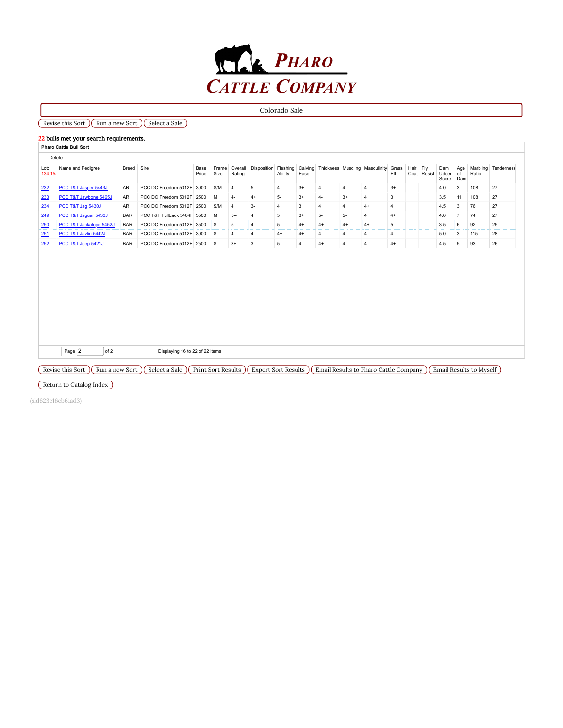# Pharo Cattle Company

Colorado Sale

Revise this Sort | Run a new Sort | Select a Sale

22 bulls met your search requirements.

**Pharo Cattle Bull Sort**

Delete

| Lot: 134,15 | Name and Pedigree | Breed | Sire | Base Price | Frame Size | Overall Rating | Disposition | Fleshing Ability | Calving Ease | Thickness | Muscling | Masculinity | Grass Eff. | Hair Coat | Fly Resist | Dam Udder Score | Age of Dam | Marbling Ratio | Tenderness |
|---|---|---|---|---|---|---|---|---|---|---|---|---|---|---|---|---|---|---|---|
| 232 | PCC T&T Jasper 5443J | AR | PCC DC Freedom 5012F | 3000 | S/M | 4- | 5 | 4 | 3+ | 4- | 4- | 4 | 3+ | | | 4.0 | 3 | 108 | 27 |
| 233 | PCC T&T Jawbone 5465J | AR | PCC DC Freedom 5012F | 2500 | M | 4- | 4+ | 5- | 3+ | 4- | 3+ | 4 | 3 | | | 3.5 | 11 | 108 | 27 |
| 234 | PCC T&T Jag 5430J | AR | PCC DC Freedom 5012F | 2500 | S/M | 4 | 3- | 4 | 3 | 4 | 4 | 4+ | 4 | | | 4.5 | 3 | 76 | 27 |
| 249 | PCC T&T Jaguar 5433J | BAR | PCC T&T Fullback 5404F | 3500 | M | 5-- | 4 | 5 | 3+ | 5- | 5- | 4 | 4+ | | | 4.0 | 7 | 74 | 27 |
| 250 | PCC T&T Jackalope 5452J | BAR | PCC DC Freedom 5012F | 3500 | S | 5- | 4- | 5- | 4+ | 4+ | 4+ | 4+ | 5- | | | 3.5 | 6 | 92 | 25 |
| 251 | PCC T&T Javlin 5442J | BAR | PCC DC Freedom 5012F | 3000 | S | 4- | 4 | 4+ | 4+ | 4 | 4- | 4 | 4 | | | 5.0 | 3 | 115 | 28 |
| 252 | PCC T&T Jeep 5421J | BAR | PCC DC Freedom 5012F | 2500 | S | 3+ | 3 | 5- | 4 | 4+ | 4- | 4 | 4+ | | | 4.5 | 5 | 93 | 26 |

Page 2 of 2 | Displaying 16 to 22 of 22 items

Revise this Sort | Run a new Sort | Select a Sale | Print Sort Results | Export Sort Results | Email Results to Pharo Cattle Company | Email Results to Myself

Return to Catalog Index

(sid623e16cb61ad3)